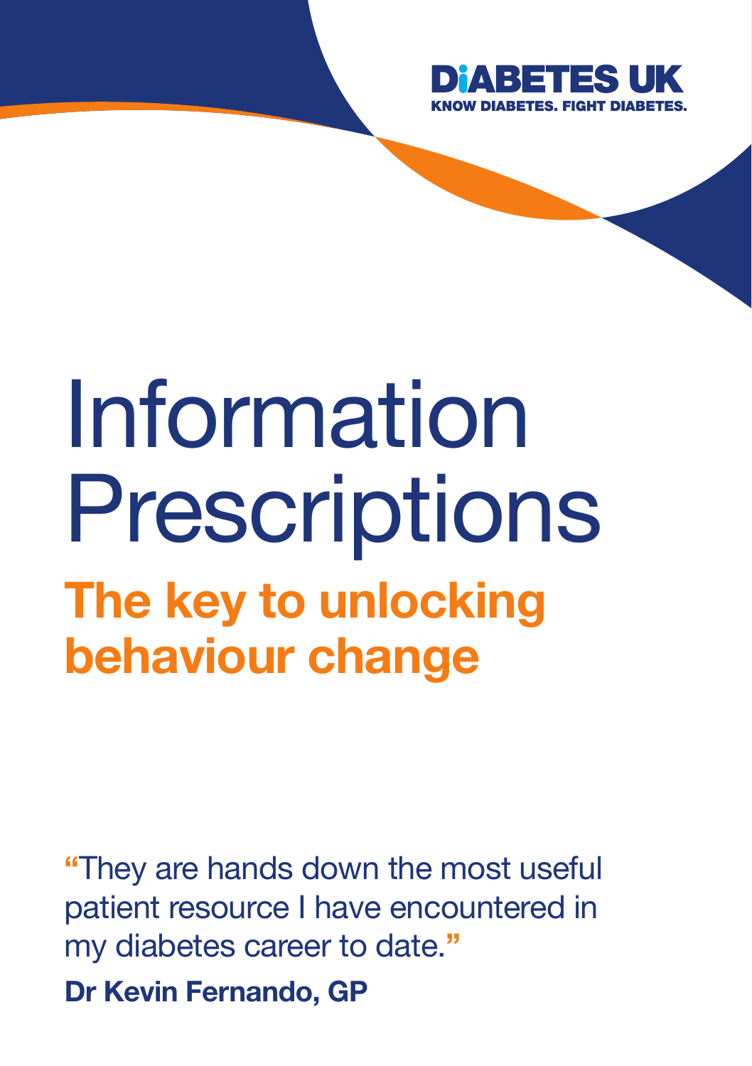DIABETES UK
KNOW DIABETES. FIGHT DIABETES.

# Information Prescriptions

## The key to unlocking behaviour change

"They are hands down the most useful patient resource I have encountered in my diabetes career to date."

**Dr Kevin Fernando, GP**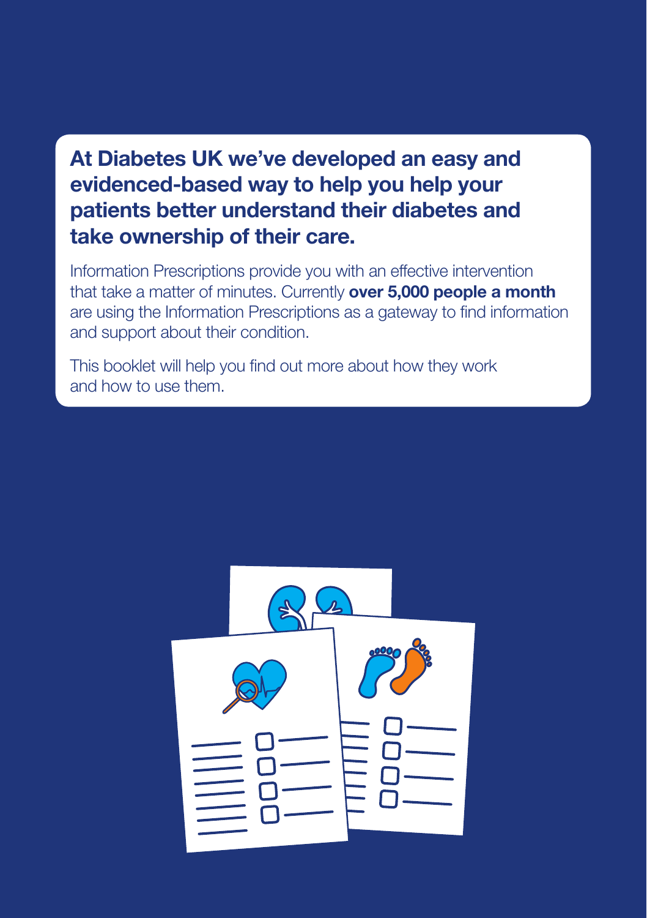**At Diabetes UK we've developed an easy and evidenced-based way to help you help your patients better understand their diabetes and take ownership of their care.**

Information Prescriptions provide you with an effective intervention that take a matter of minutes. Currently **over 5,000 people a month** are using the Information Prescriptions as a gateway to find information and support about their condition.

This booklet will help you find out more about how they work and how to use them.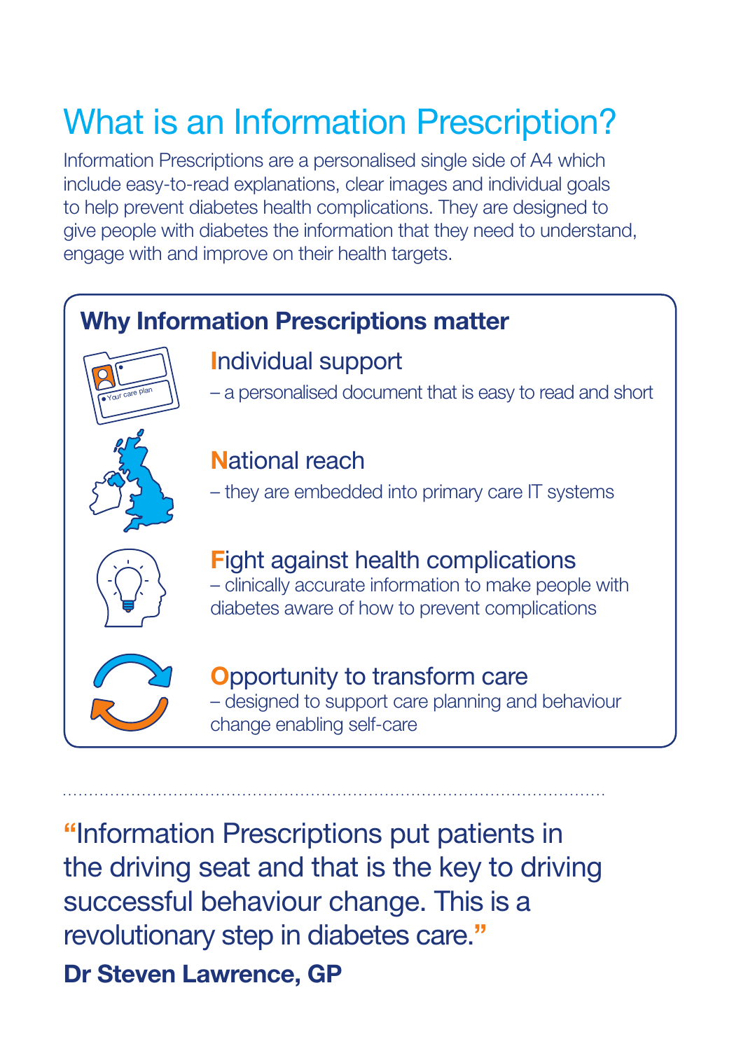# What is an Information Prescription?

Information Prescriptions are a personalised single side of A4 which include easy-to-read explanations, clear images and individual goals to help prevent diabetes health complications. They are designed to give people with diabetes the information that they need to understand, engage with and improve on their health targets.

## Why Information Prescriptions matter

### Individual support

– a personalised document that is easy to read and short

### National reach

– they are embedded into primary care IT systems

### Fight against health complications

– clinically accurate information to make people with diabetes aware of how to prevent complications

### Opportunity to transform care

– designed to support care planning and behaviour change enabling self-care

---

"Information Prescriptions put patients in the driving seat and that is the key to driving successful behaviour change. This is a revolutionary step in diabetes care."

**Dr Steven Lawrence, GP**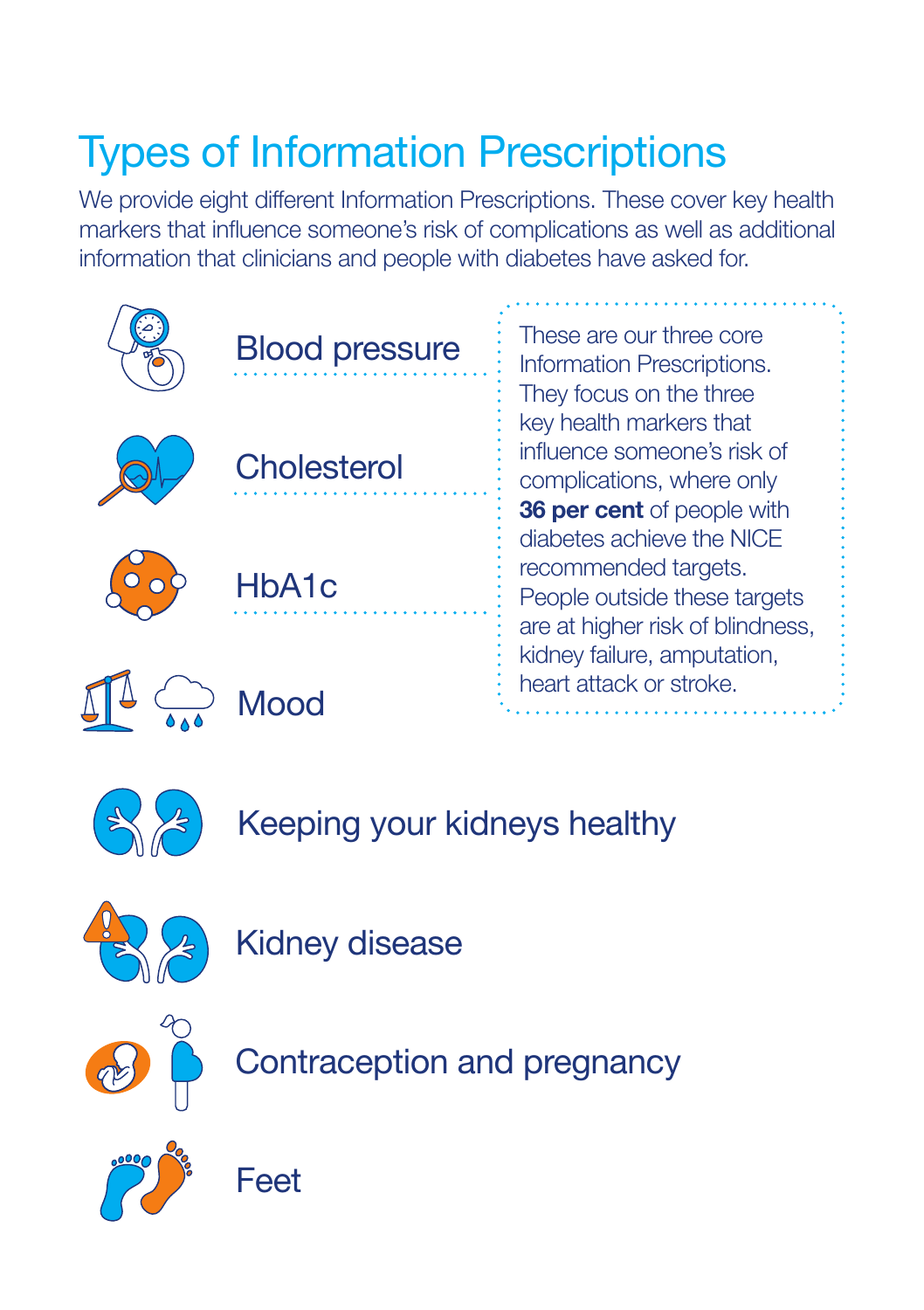# Types of Information Prescriptions

We provide eight different Information Prescriptions. These cover key health markers that influence someone's risk of complications as well as additional information that clinicians and people with diabetes have asked for.

- Blood pressure
- Cholesterol
- HbA1c

These are our three core Information Prescriptions. They focus on the three key health markers that influence someone's risk of complications, where only **36 per cent** of people with diabetes achieve the NICE recommended targets. People outside these targets are at higher risk of blindness, kidney failure, amputation, heart attack or stroke.

- Mood
- Keeping your kidneys healthy
- Kidney disease
- Contraception and pregnancy
- Feet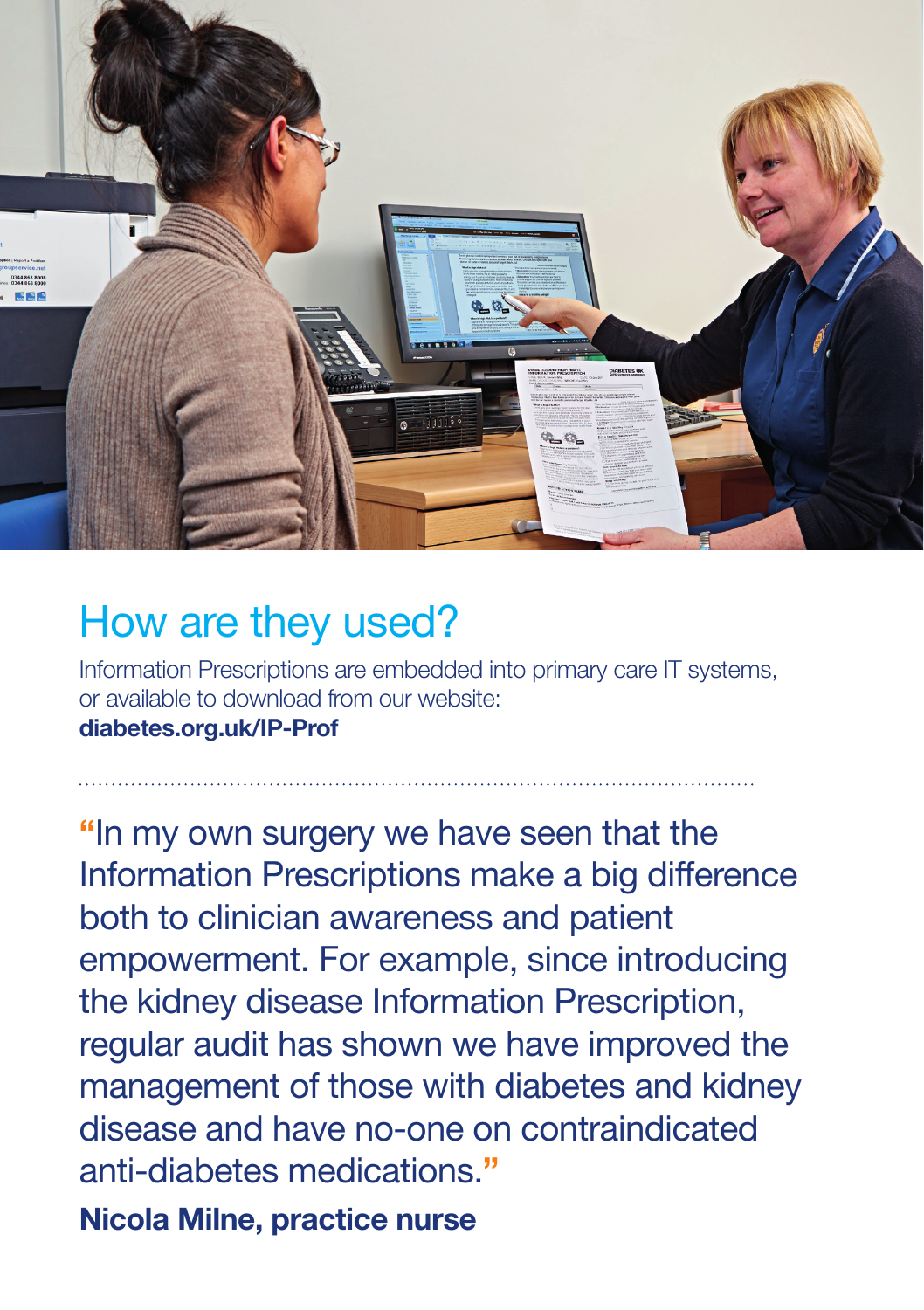## How are they used?

Information Prescriptions are embedded into primary care IT systems, or available to download from our website:
**diabetes.org.uk/IP-Prof**

"In my own surgery we have seen that the Information Prescriptions make a big difference both to clinician awareness and patient empowerment. For example, since introducing the kidney disease Information Prescription, regular audit has shown we have improved the management of those with diabetes and kidney disease and have no-one on contraindicated anti-diabetes medications."

**Nicola Milne, practice nurse**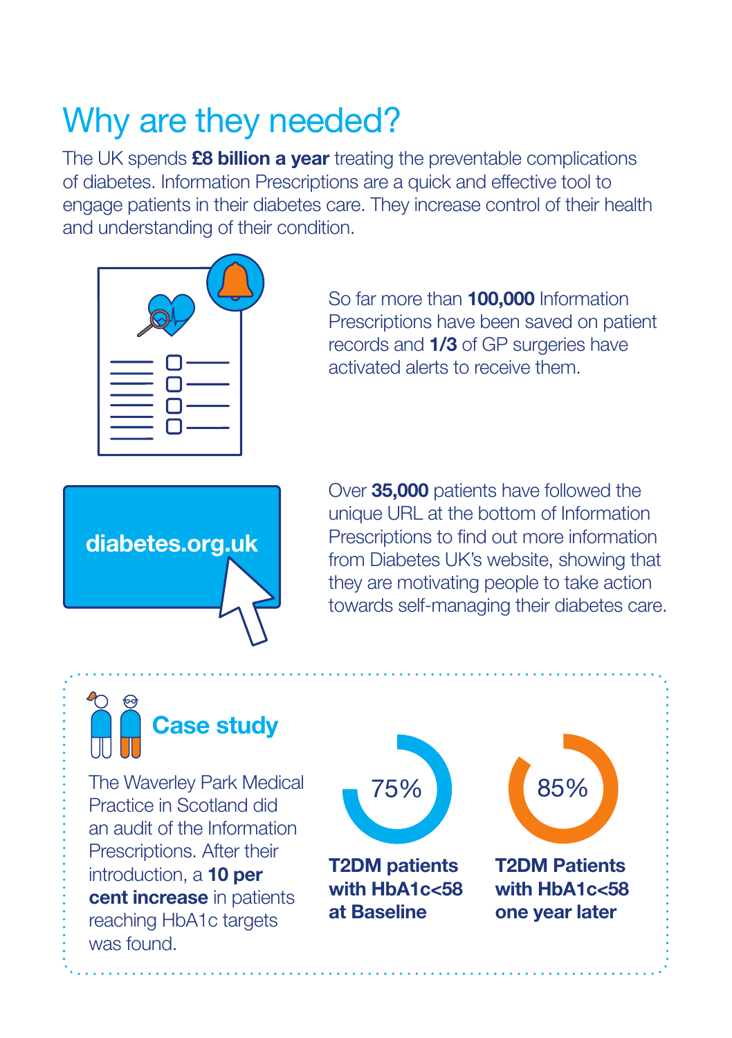# Why are they needed?

The UK spends **£8 billion a year** treating the preventable complications of diabetes. Information Prescriptions are a quick and effective tool to engage patients in their diabetes care. They increase control of their health and understanding of their condition.

So far more than **100,000** Information Prescriptions have been saved on patient records and **1/3** of GP surgeries have activated alerts to receive them.

diabetes.org.uk

Over **35,000** patients have followed the unique URL at the bottom of Information Prescriptions to find out more information from Diabetes UK's website, showing that they are motivating people to take action towards self-managing their diabetes care.

## Case study

The Waverley Park Medical Practice in Scotland did an audit of the Information Prescriptions. After their introduction, a **10 per cent increase** in patients reaching HbA1c targets was found.

75%

**T2DM patients with HbA1c<58 at Baseline**

85%

**T2DM Patients with HbA1c<58 one year later**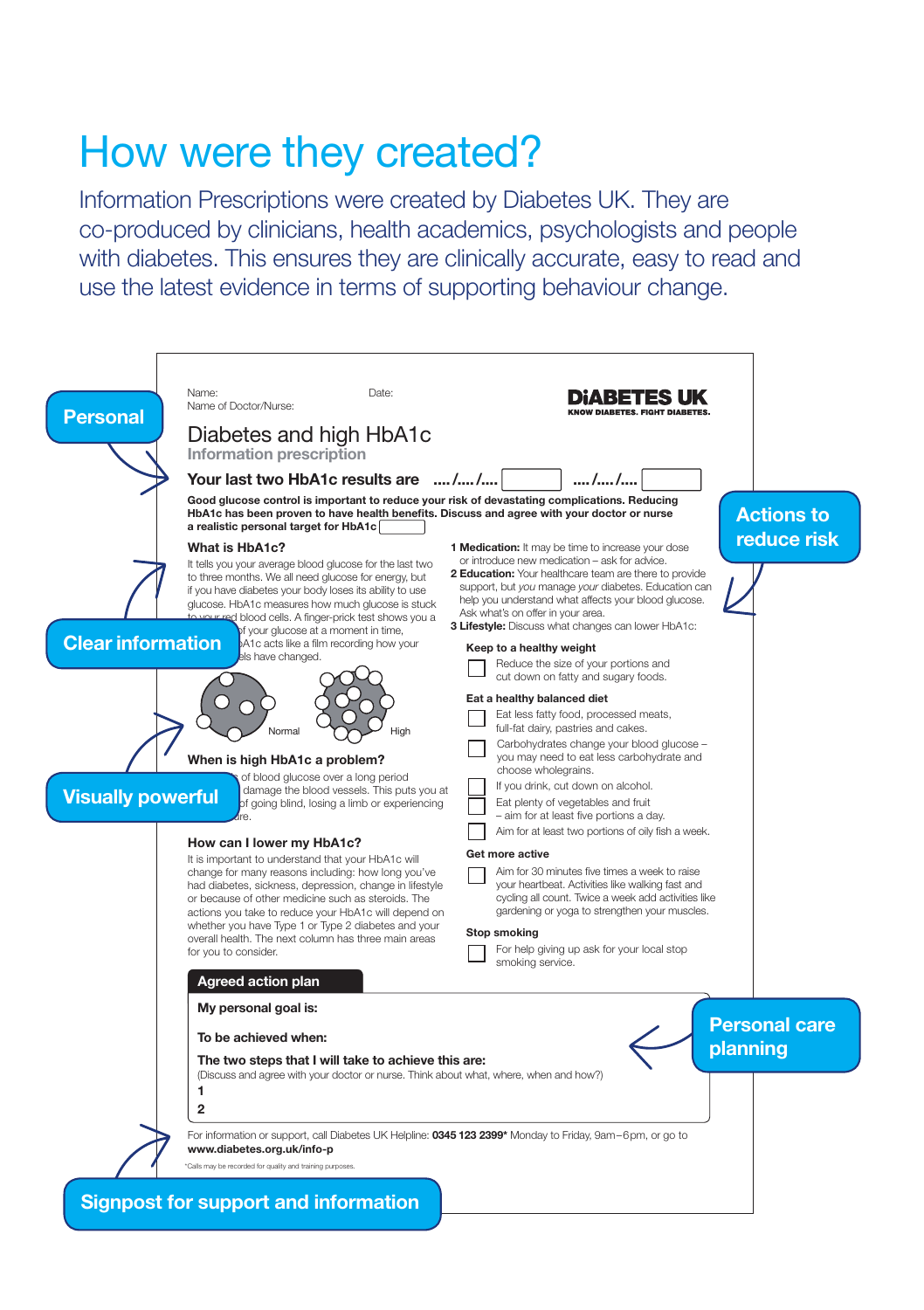# How were they created?

Information Prescriptions were created by Diabetes UK. They are co-produced by clinicians, health academics, psychologists and people with diabetes. This ensures they are clinically accurate, easy to read and use the latest evidence in terms of supporting behaviour change.

**Personal**

Name:

Date:

Name of Doctor/Nurse:

DIABETES UK
KNOW DIABETES. FIGHT DIABETES.

## Diabetes and high HbA1c

Information prescription

**Your last two HbA1c results are** ..../..../.... ..../..../....

**Good glucose control is important to reduce your risk of devastating complications. Reducing HbA1c has been proven to have health benefits. Discuss and agree with your doctor or nurse a realistic personal target for HbA1c**

**Clear information**

### What is HbA1c?

It tells you your average blood glucose for the last two to three months. We all need glucose for energy, but if you have diabetes your body loses its ability to use glucose. HbA1c measures how much glucose is stuck to your red blood cells. A finger-prick test shows you a ...of your glucose at a moment in time, ...A1c acts like a film recording how your ...els have changed.

**Visually powerful**

Normal

High

### When is high HbA1c a problem?

...of blood glucose over a long period ... damage the blood vessels. This puts you at ... of going blind, losing a limb or experiencing ...re.

### How can I lower my HbA1c?

It is important to understand that your HbA1c will change for many reasons including: how long you've had diabetes, sickness, depression, change in lifestyle or because of other medicine such as steroids. The actions you take to reduce your HbA1c will depend on whether you have Type 1 or Type 2 diabetes and your overall health. The next column has three main areas for you to consider.

**Actions to reduce risk**

**1 Medication:** It may be time to increase your dose or introduce new medication – ask for advice.

**2 Education:** Your healthcare team are there to provide support, but *you* manage *your* diabetes. Education can help you understand what affects your blood glucose. Ask what's on offer in your area.

**3 Lifestyle:** Discuss what changes can lower HbA1c:

**Keep to a healthy weight**

- ☐ Reduce the size of your portions and cut down on fatty and sugary foods.

**Eat a healthy balanced diet**

- ☐ Eat less fatty food, processed meats, full-fat dairy, pastries and cakes.
- ☐ Carbohydrates change your blood glucose – you may need to eat less carbohydrate and choose wholegrains.
- ☐ If you drink, cut down on alcohol.
- ☐ Eat plenty of vegetables and fruit – aim for at least five portions a day.
- ☐ Aim for at least two portions of oily fish a week.

**Get more active**

- ☐ Aim for 30 minutes five times a week to raise your heartbeat. Activities like walking fast and cycling all count. Twice a week add activities like gardening or yoga to strengthen your muscles.

**Stop smoking**

- ☐ For help giving up ask for your local stop smoking service.

**Personal care planning**

**Agreed action plan**

**My personal goal is:**

**To be achieved when:**

**The two steps that I will take to achieve this are:**
(Discuss and agree with your doctor or nurse. Think about what, where, when and how?)

1

2

**Signpost for support and information**

For information or support, call Diabetes UK Helpline: **0345 123 2399*** Monday to Friday, 9am–6pm, or go to **www.diabetes.org.uk/info-p**

*Calls may be recorded for quality and training purposes.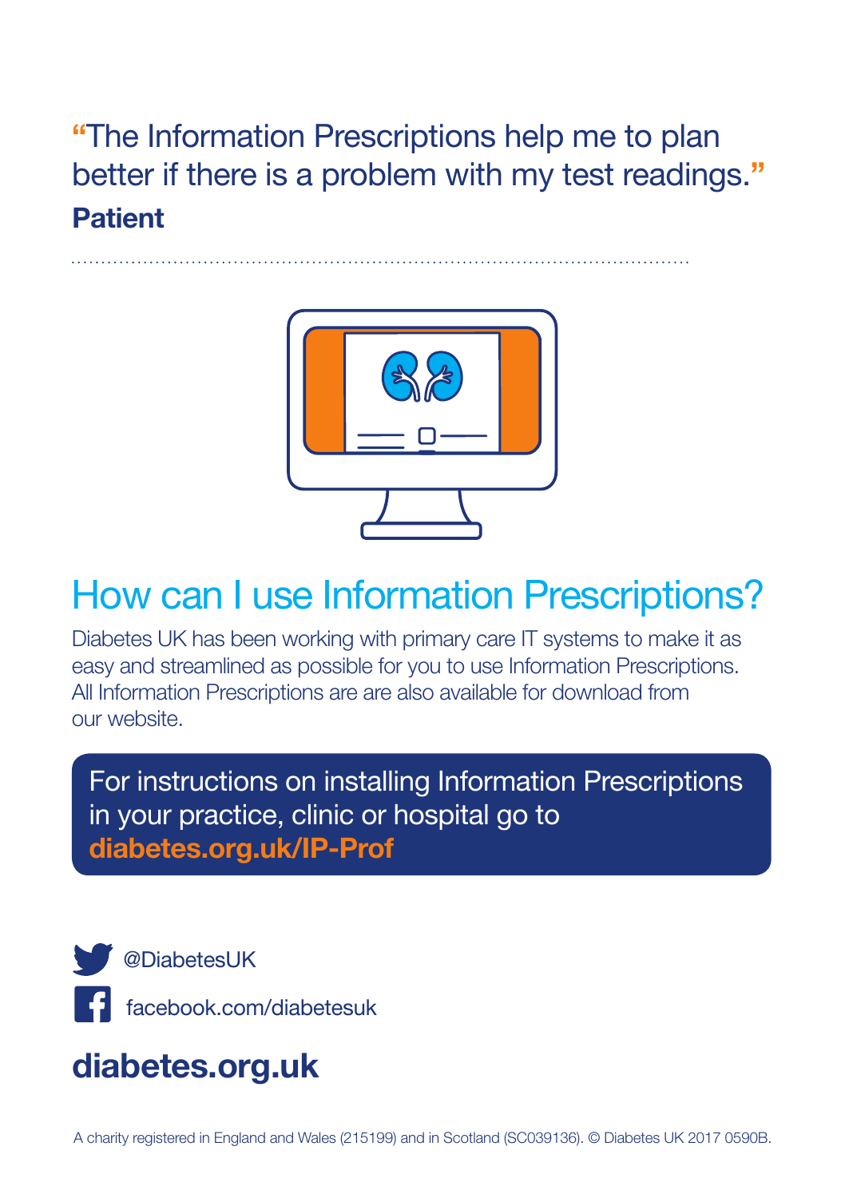"The Information Prescriptions help me to plan better if there is a problem with my test readings."

**Patient**

## How can I use Information Prescriptions?

Diabetes UK has been working with primary care IT systems to make it as easy and streamlined as possible for you to use Information Prescriptions. All Information Prescriptions are are also available for download from our website.

For instructions on installing Information Prescriptions in your practice, clinic or hospital go to **diabetes.org.uk/IP-Prof**

@DiabetesUK

facebook.com/diabetesuk

**diabetes.org.uk**

A charity registered in England and Wales (215199) and in Scotland (SC039136). © Diabetes UK 2017 0590B.